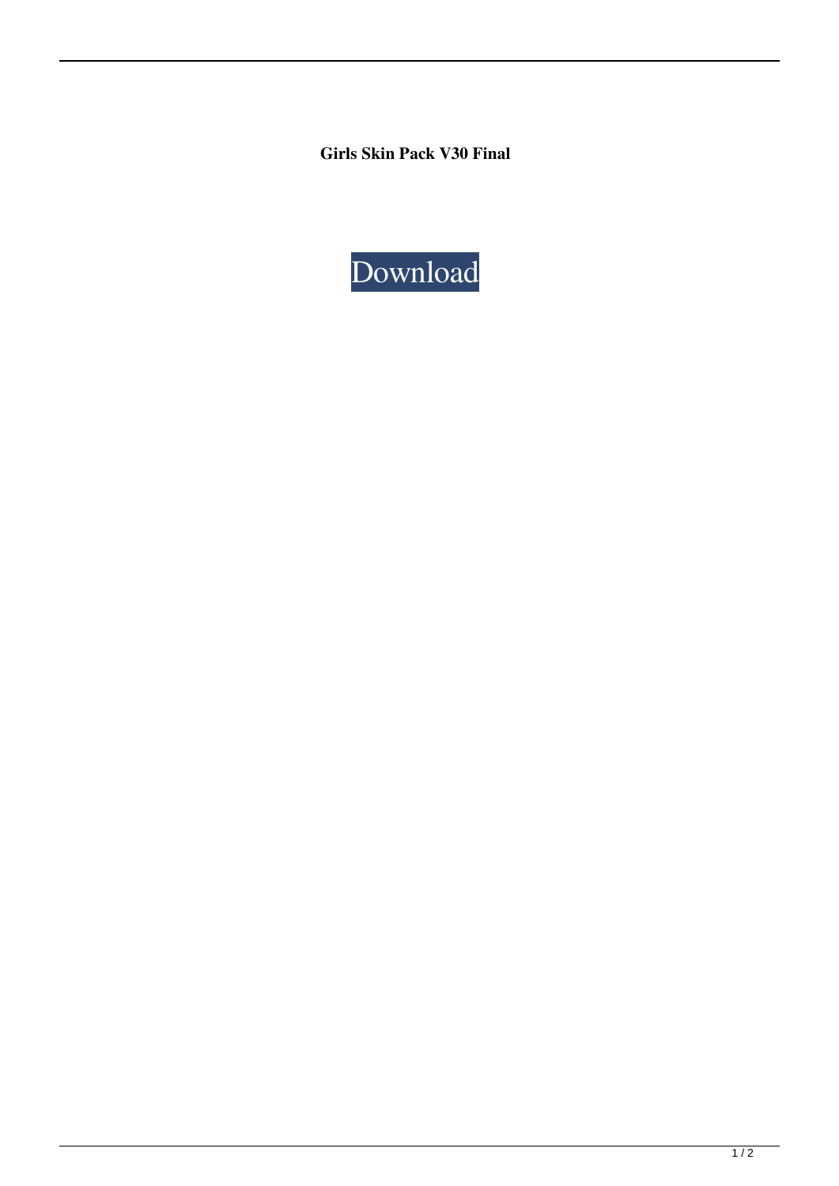**Girls Skin Pack V30 Final**

Download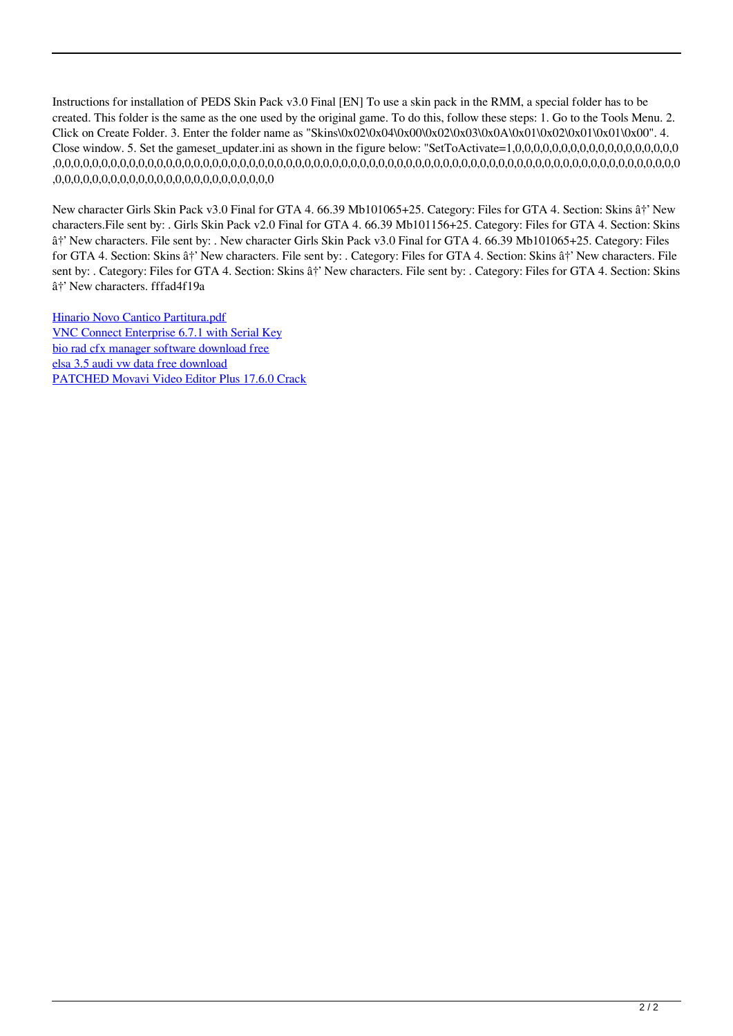Instructions for installation of PEDS Skin Pack v3.0 Final [EN] To use a skin pack in the RMM, a special folder has to be created. This folder is the same as the one used by the original game. To do this, follow these steps: 1. Go to the Tools Menu. 2. Click on Create Folder. 3. Enter the folder name as "Skins\0x02\0x04\0x00\0x02\0x03\0x0A\0x01\0x02\0x01\0x01\0x00". 4. Close window. 5. Set the gameset_updater.ini as shown in the figure below: "SetToActivate=1,0,0,0,0,0,0,0,0,0,0,0,0,0,0,0,0,0,0,0,0,0,0,0,0,0,0,0,0,0,0,0,0,0,0,0,0,0,0,0,0,0,0,0,0,0,0,0,0,0,0,0,0,0,0,0,0,0,0,0,0,0,0,0,0,0,0,0,0,0,0,0,0,0,0,0,0,0,0,0,0,0,0,0,0,0,0,0,0,0,0,0,0,0,0,0,0,0,0,0,0,0,0,0,0,0,0,0,0,0,0,0,0,0,0,0,0,0,0,0,0,0,0,0,0,0,0,0,0

New character Girls Skin Pack v3.0 Final for GTA 4. 66.39 Mb101065+25. Category: Files for GTA 4. Section: Skins â†' New characters.File sent by: . Girls Skin Pack v2.0 Final for GTA 4. 66.39 Mb101156+25. Category: Files for GTA 4. Section: Skins â†' New characters. File sent by: . New character Girls Skin Pack v3.0 Final for GTA 4. 66.39 Mb101065+25. Category: Files for GTA 4. Section: Skins â†' New characters. File sent by: . Category: Files for GTA 4. Section: Skins â†' New characters. File sent by: . Category: Files for GTA 4. Section: Skins â†' New characters. File sent by: . Category: Files for GTA 4. Section: Skins â†' New characters. fffad4f19a

Hinario Novo Cantico Partitura.pdf
VNC Connect Enterprise 6.7.1 with Serial Key
bio rad cfx manager software download free
elsa 3.5 audi vw data free download
PATCHED Movavi Video Editor Plus 17.6.0 Crack